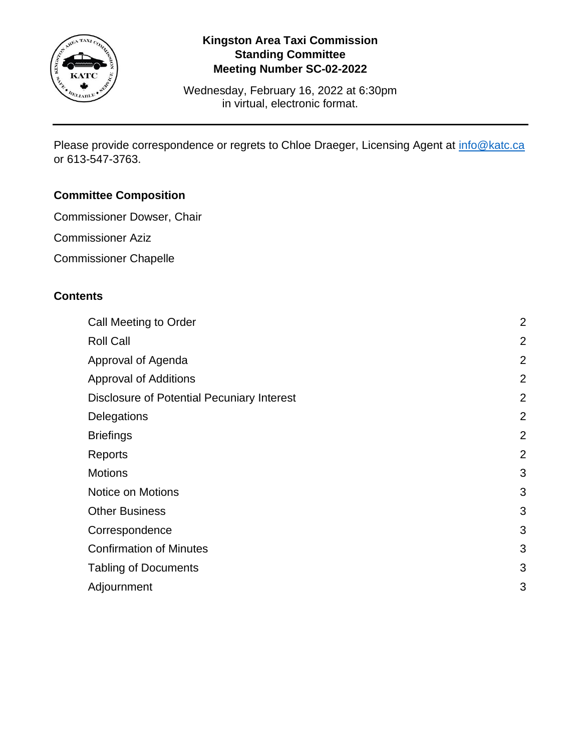**Kingston Area Taxi Commission**
**Standing Committee**
**Meeting Number SC-02-2022**

Wednesday, February 16, 2022 at 6:30pm
in virtual, electronic format.

---

Please provide correspondence or regrets to Chloe Draeger, Licensing Agent at [info@katc.ca](mailto:info@katc.ca) or 613-547-3763.

## Committee Composition

Commissioner Dowser, Chair

Commissioner Aziz

Commissioner Chapelle

## Contents

| | |
|---|---|
| Call Meeting to Order | 2 |
| Roll Call | 2 |
| Approval of Agenda | 2 |
| Approval of Additions | 2 |
| Disclosure of Potential Pecuniary Interest | 2 |
| Delegations | 2 |
| Briefings | 2 |
| Reports | 2 |
| Motions | 3 |
| Notice on Motions | 3 |
| Other Business | 3 |
| Correspondence | 3 |
| Confirmation of Minutes | 3 |
| Tabling of Documents | 3 |
| Adjournment | 3 |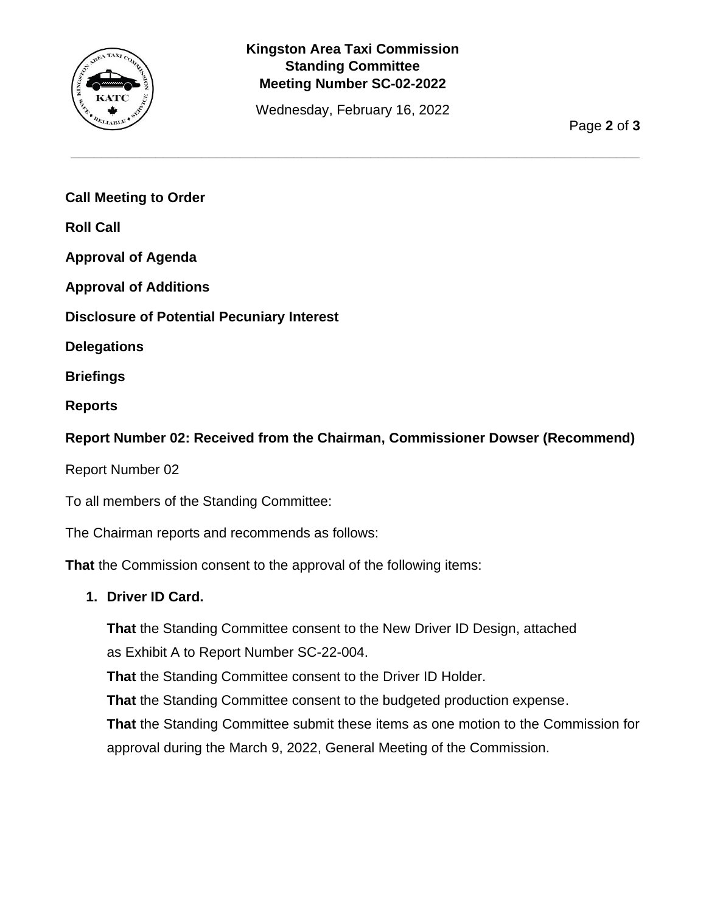**Call Meeting to Order**

**Roll Call**

**Approval of Agenda**

**Approval of Additions**

**Disclosure of Potential Pecuniary Interest**

**Delegations**

**Briefings**

**Reports**

**Report Number 02: Received from the Chairman, Commissioner Dowser (Recommend)**

Report Number 02

To all members of the Standing Committee:

The Chairman reports and recommends as follows:

**That** the Commission consent to the approval of the following items:

1. **Driver ID Card.**

   **That** the Standing Committee consent to the New Driver ID Design, attached as Exhibit A to Report Number SC-22-004.

   **That** the Standing Committee consent to the Driver ID Holder.

   **That** the Standing Committee consent to the budgeted production expense.

   **That** the Standing Committee submit these items as one motion to the Commission for approval during the March 9, 2022, General Meeting of the Commission.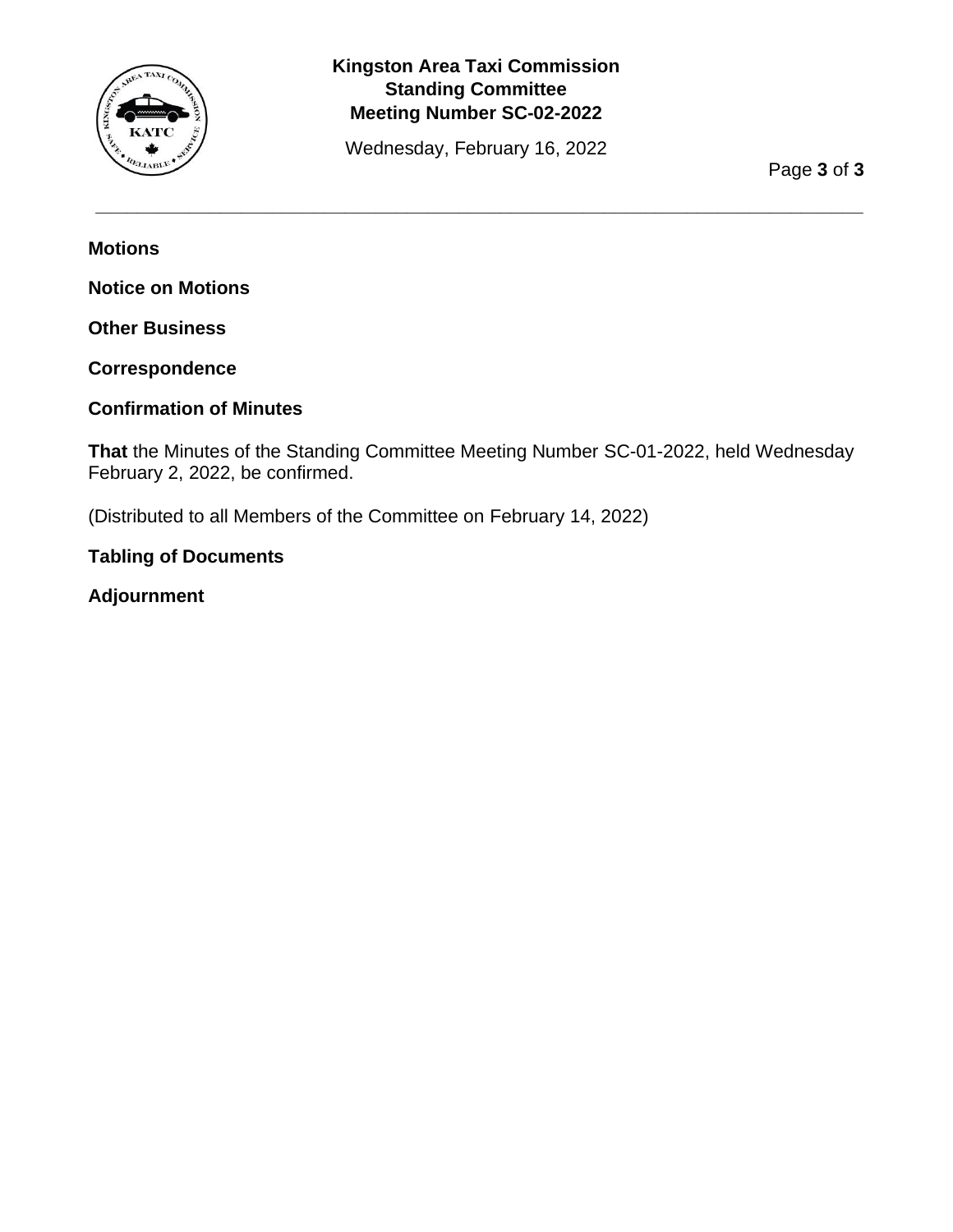**Motions**

**Notice on Motions**

**Other Business**

**Correspondence**

**Confirmation of Minutes**

**That** the Minutes of the Standing Committee Meeting Number SC-01-2022, held Wednesday February 2, 2022, be confirmed.

(Distributed to all Members of the Committee on February 14, 2022)

**Tabling of Documents**

**Adjournment**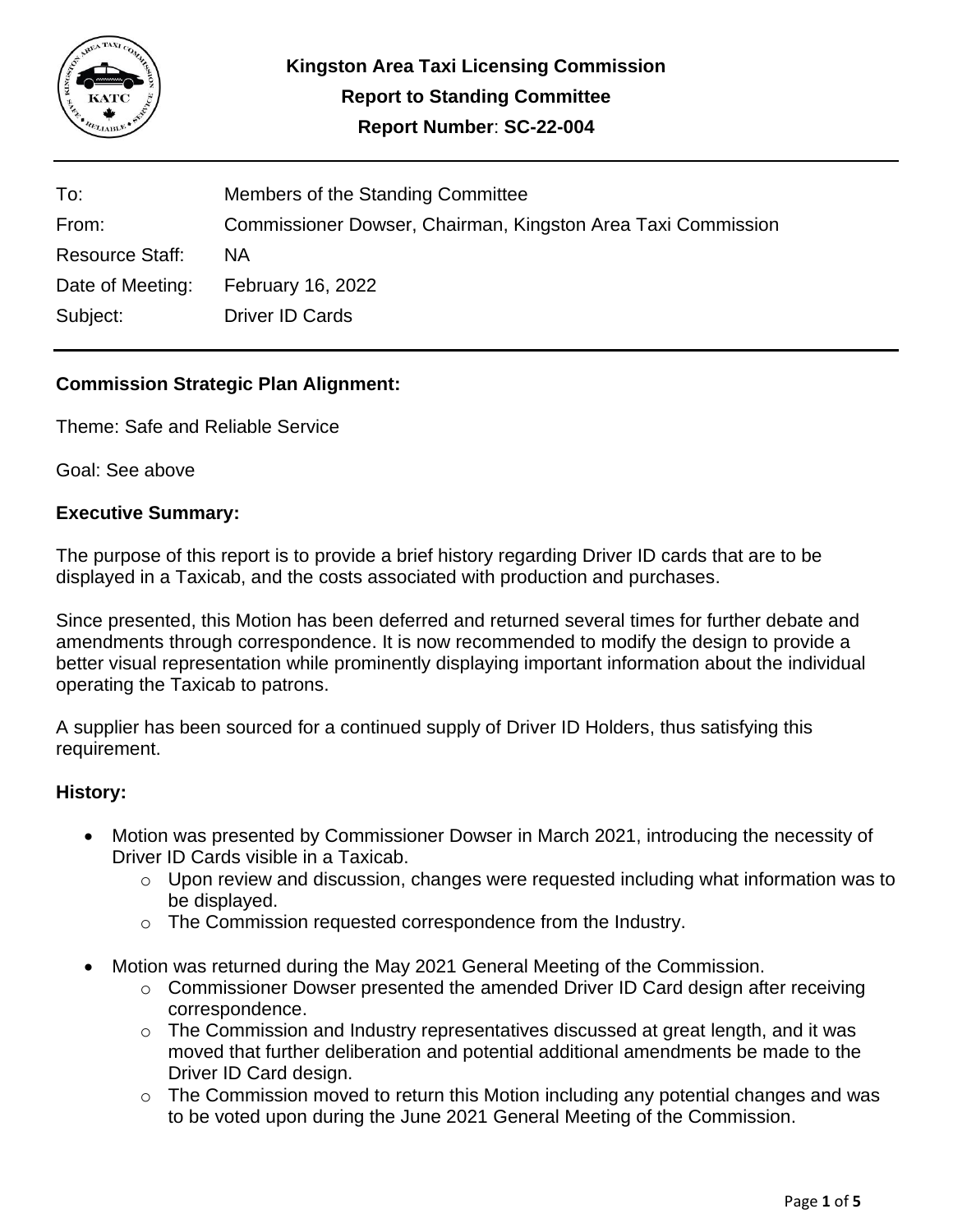**Kingston Area Taxi Licensing Commission**
**Report to Standing Committee**
**Report Number: SC-22-004**

---

| | |
|---|---|
| To: | Members of the Standing Committee |
| From: | Commissioner Dowser, Chairman, Kingston Area Taxi Commission |
| Resource Staff: | NA |
| Date of Meeting: | February 16, 2022 |
| Subject: | Driver ID Cards |

---

## Commission Strategic Plan Alignment:

Theme: Safe and Reliable Service

Goal: See above

## Executive Summary:

The purpose of this report is to provide a brief history regarding Driver ID cards that are to be displayed in a Taxicab, and the costs associated with production and purchases.

Since presented, this Motion has been deferred and returned several times for further debate and amendments through correspondence. It is now recommended to modify the design to provide a better visual representation while prominently displaying important information about the individual operating the Taxicab to patrons.

A supplier has been sourced for a continued supply of Driver ID Holders, thus satisfying this requirement.

## History:

- Motion was presented by Commissioner Dowser in March 2021, introducing the necessity of Driver ID Cards visible in a Taxicab.
  - Upon review and discussion, changes were requested including what information was to be displayed.
  - The Commission requested correspondence from the Industry.
- Motion was returned during the May 2021 General Meeting of the Commission.
  - Commissioner Dowser presented the amended Driver ID Card design after receiving correspondence.
  - The Commission and Industry representatives discussed at great length, and it was moved that further deliberation and potential additional amendments be made to the Driver ID Card design.
  - The Commission moved to return this Motion including any potential changes and was to be voted upon during the June 2021 General Meeting of the Commission.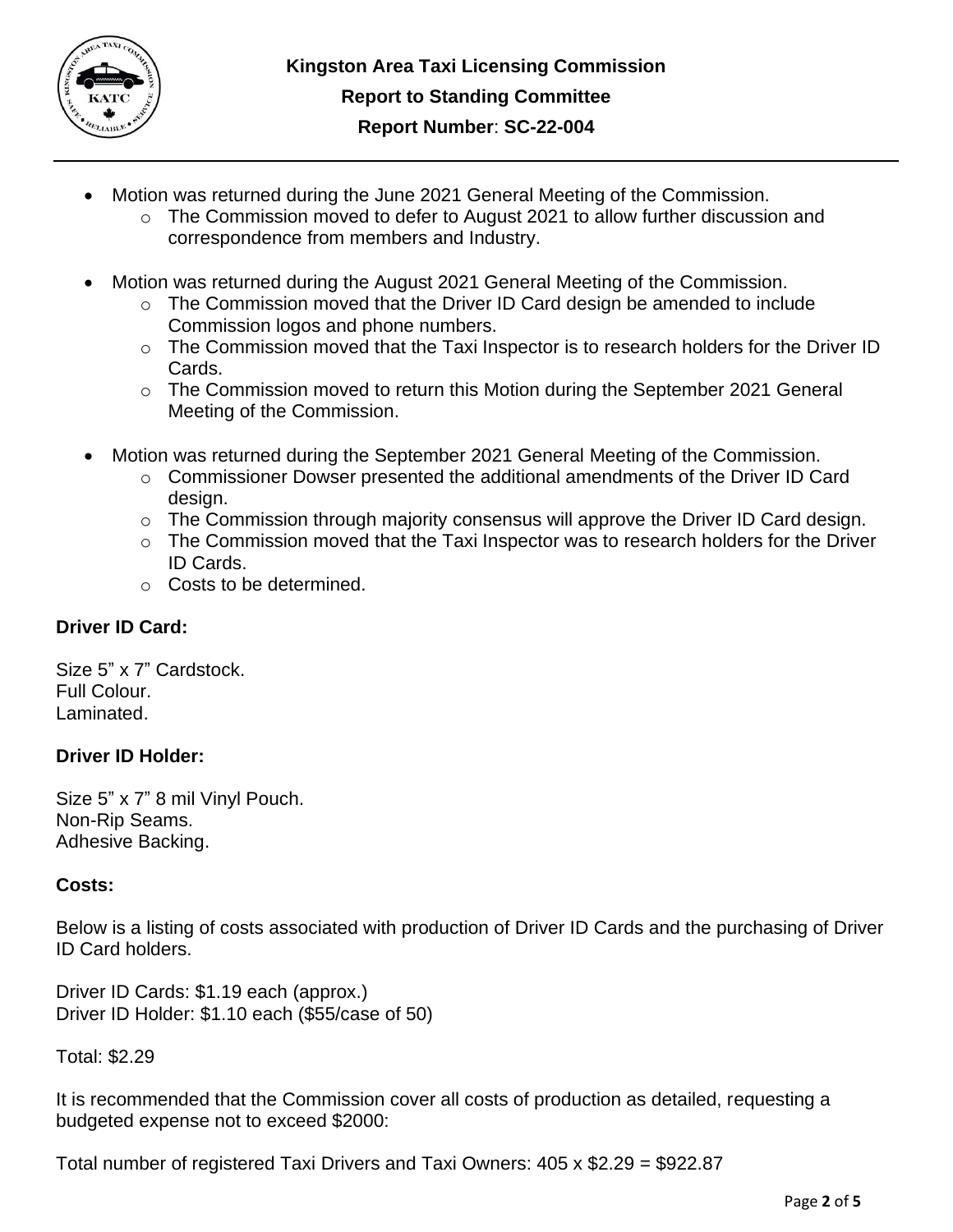- Motion was returned during the June 2021 General Meeting of the Commission.
    - The Commission moved to defer to August 2021 to allow further discussion and correspondence from members and Industry.

- Motion was returned during the August 2021 General Meeting of the Commission.
    - The Commission moved that the Driver ID Card design be amended to include Commission logos and phone numbers.
    - The Commission moved that the Taxi Inspector is to research holders for the Driver ID Cards.
    - The Commission moved to return this Motion during the September 2021 General Meeting of the Commission.

- Motion was returned during the September 2021 General Meeting of the Commission.
    - Commissioner Dowser presented the additional amendments of the Driver ID Card design.
    - The Commission through majority consensus will approve the Driver ID Card design.
    - The Commission moved that the Taxi Inspector was to research holders for the Driver ID Cards.
    - Costs to be determined.

**Driver ID Card:**

Size 5" x 7" Cardstock.
Full Colour.
Laminated.

**Driver ID Holder:**

Size 5" x 7" 8 mil Vinyl Pouch.
Non-Rip Seams.
Adhesive Backing.

**Costs:**

Below is a listing of costs associated with production of Driver ID Cards and the purchasing of Driver ID Card holders.

Driver ID Cards: $1.19 each (approx.)
Driver ID Holder: $1.10 each ($55/case of 50)

Total: $2.29

It is recommended that the Commission cover all costs of production as detailed, requesting a budgeted expense not to exceed $2000:

Total number of registered Taxi Drivers and Taxi Owners: 405 x $2.29 = $922.87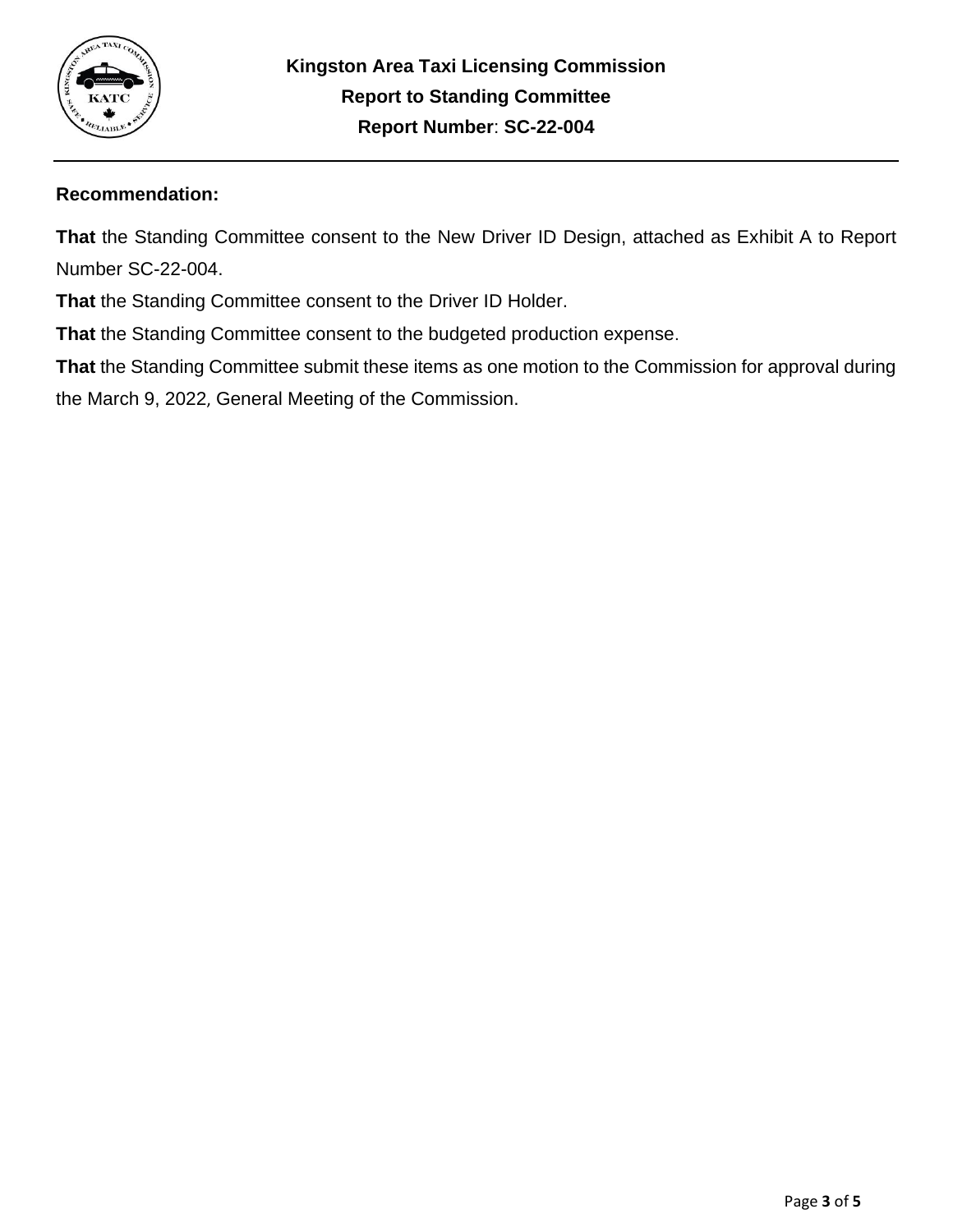## Recommendation:

**That** the Standing Committee consent to the New Driver ID Design, attached as Exhibit A to Report Number SC-22-004.

**That** the Standing Committee consent to the Driver ID Holder.

**That** the Standing Committee consent to the budgeted production expense.

**That** the Standing Committee submit these items as one motion to the Commission for approval during the March 9, 2022, General Meeting of the Commission.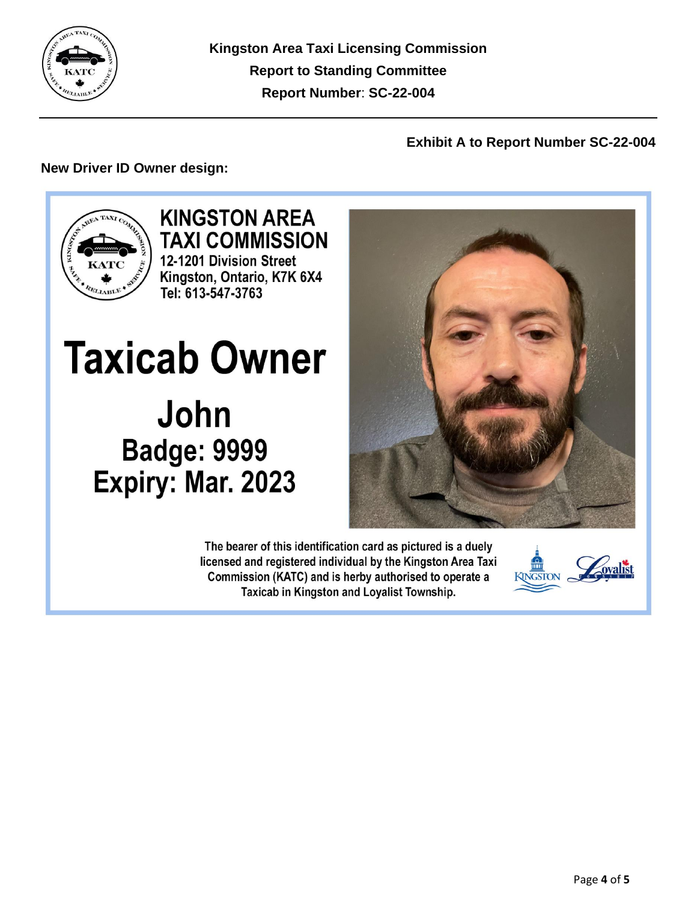**Exhibit A to Report Number SC-22-004**

**New Driver ID Owner design:**

KINGSTON AREA TAXI COMMISSION
12-1201 Division Street
Kingston, Ontario, K7K 6X4
Tel: 613-547-3763

# Taxicab Owner

## John
## Badge: 9999
## Expiry: Mar. 2023

The bearer of this identification card as pictured is a duely licensed and registered individual by the Kingston Area Taxi Commission (KATC) and is herby authorised to operate a Taxicab in Kingston and Loyalist Township.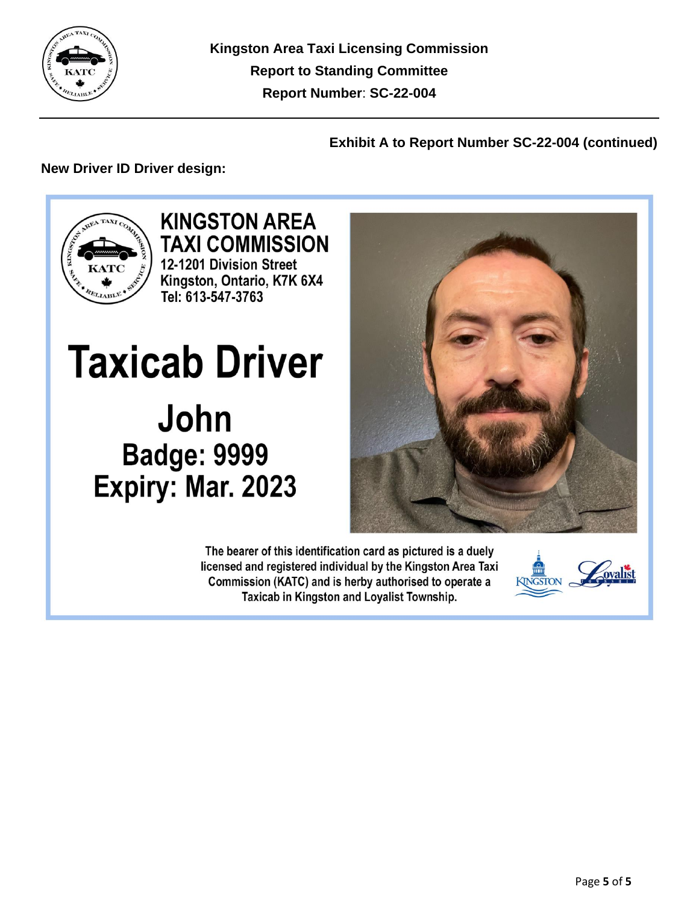**Exhibit A to Report Number SC-22-004 (continued)**

**New Driver ID Driver design:**

**KINGSTON AREA TAXI COMMISSION**
12-1201 Division Street
Kingston, Ontario, K7K 6X4
Tel: 613-547-3763

# Taxicab Driver

## John

## Badge: 9999

## Expiry: Mar. 2023

The bearer of this identification card as pictured is a duely licensed and registered individual by the Kingston Area Taxi Commission (KATC) and is herby authorised to operate a Taxicab in Kingston and Loyalist Township.